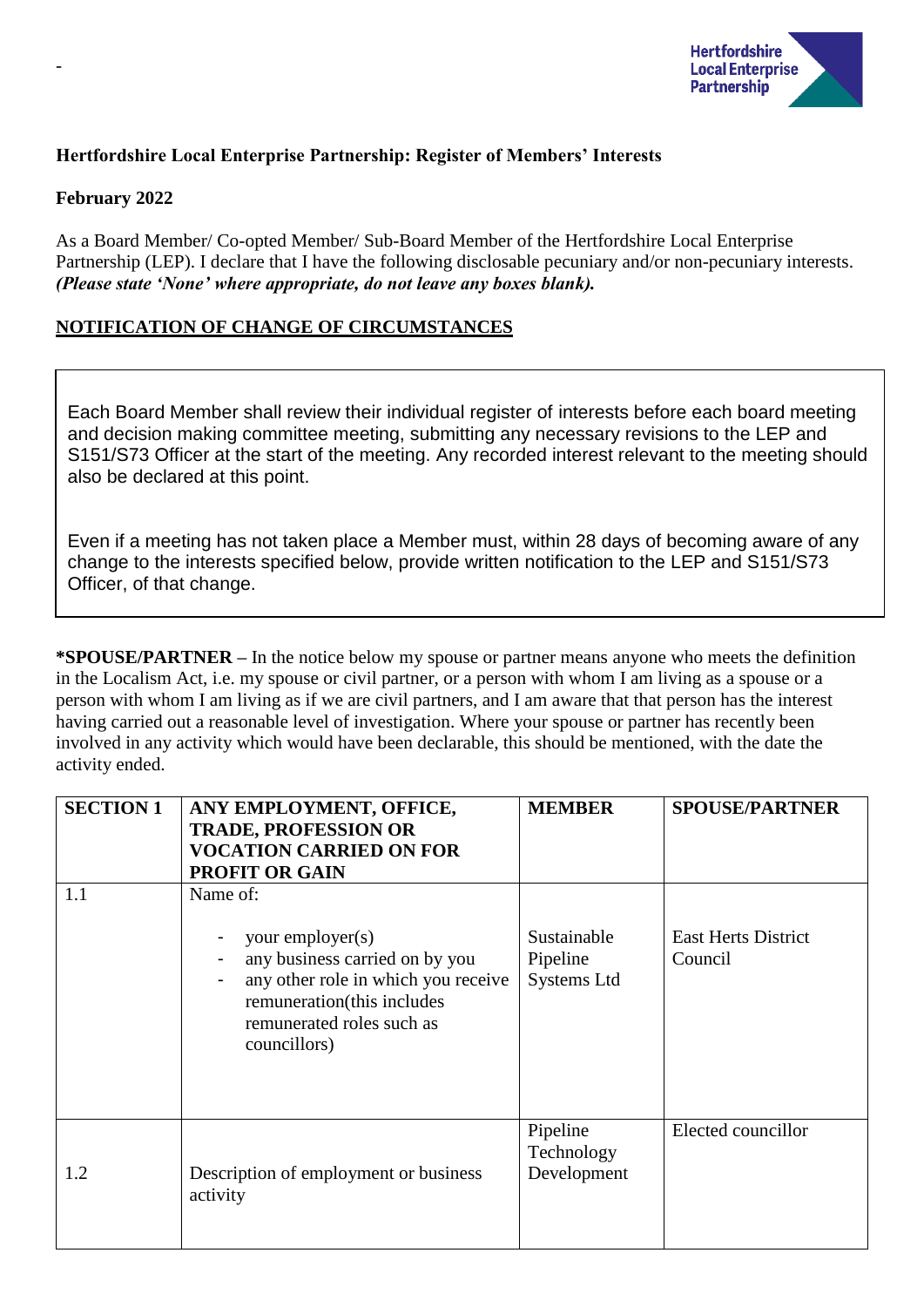-

**Hertfordshire Local Enterprise Partnership: Register of Members' Interests**

**February 2022**

As a Board Member/ Co-opted Member/ Sub-Board Member of the Hertfordshire Local Enterprise Partnership (LEP). I declare that I have the following disclosable pecuniary and/or non-pecuniary interests. ***(Please state 'None' where appropriate, do not leave any boxes blank).***

## NOTIFICATION OF CHANGE OF CIRCUMSTANCES

Each Board Member shall review their individual register of interests before each board meeting and decision making committee meeting, submitting any necessary revisions to the LEP and S151/S73 Officer at the start of the meeting. Any recorded interest relevant to the meeting should also be declared at this point.

Even if a meeting has not taken place a Member must, within 28 days of becoming aware of any change to the interests specified below, provide written notification to the LEP and S151/S73 Officer, of that change.

***SPOUSE/PARTNER** – In the notice below my spouse or partner means anyone who meets the definition in the Localism Act, i.e. my spouse or civil partner, or a person with whom I am living as a spouse or a person with whom I am living as if we are civil partners, and I am aware that that person has the interest having carried out a reasonable level of investigation. Where your spouse or partner has recently been involved in any activity which would have been declarable, this should be mentioned, with the date the activity ended.

| **SECTION 1** | **ANY EMPLOYMENT, OFFICE, TRADE, PROFESSION OR VOCATION CARRIED ON FOR PROFIT OR GAIN** | **MEMBER** | **SPOUSE/PARTNER** |
|---|---|---|---|
| 1.1 | Name of:<br>- your employer(s)<br>- any business carried on by you<br>- any other role in which you receive remuneration(this includes remunerated roles such as councillors) | Sustainable Pipeline Systems Ltd | East Herts District Council |
| 1.2 | Description of employment or business activity | Pipeline Technology Development | Elected councillor |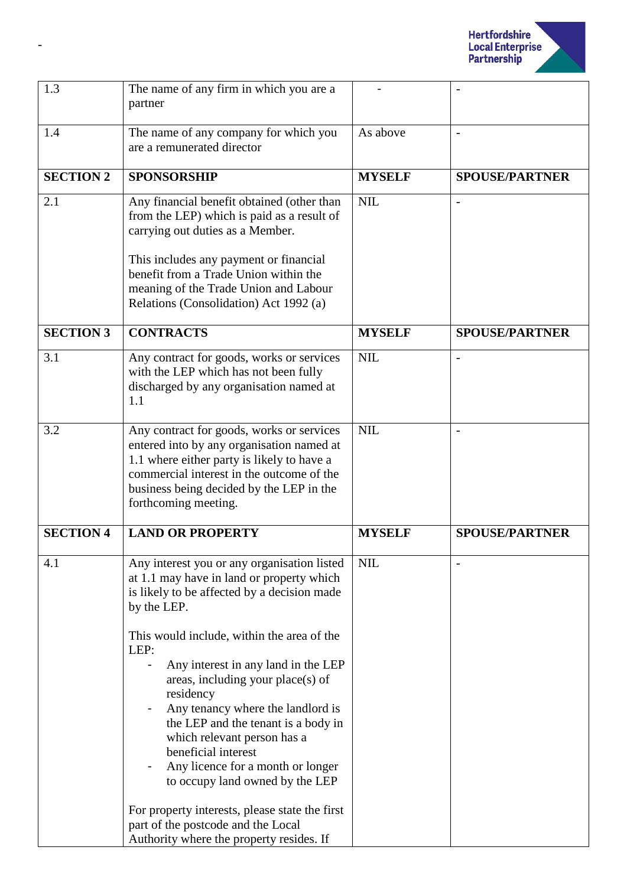| 1.3 | The name of any firm in which you are a partner | - | - |
|---|---|---|---|
| 1.4 | The name of any company for which you are a remunerated director | As above | - |
| **SECTION 2** | **SPONSORSHIP** | **MYSELF** | **SPOUSE/PARTNER** |
| 2.1 | Any financial benefit obtained (other than from the LEP) which is paid as a result of carrying out duties as a Member.<br><br>This includes any payment or financial benefit from a Trade Union within the meaning of the Trade Union and Labour Relations (Consolidation) Act 1992 (a) | NIL | - |
| **SECTION 3** | **CONTRACTS** | **MYSELF** | **SPOUSE/PARTNER** |
| 3.1 | Any contract for goods, works or services with the LEP which has not been fully discharged by any organisation named at 1.1 | NIL | - |
| 3.2 | Any contract for goods, works or services entered into by any organisation named at 1.1 where either party is likely to have a commercial interest in the outcome of the business being decided by the LEP in the forthcoming meeting. | NIL | - |
| **SECTION 4** | **LAND OR PROPERTY** | **MYSELF** | **SPOUSE/PARTNER** |
| 4.1 | Any interest you or any organisation listed at 1.1 may have in land or property which is likely to be affected by a decision made by the LEP.<br><br>This would include, within the area of the LEP:<br>- Any interest in any land in the LEP areas, including your place(s) of residency<br>- Any tenancy where the landlord is the LEP and the tenant is a body in which relevant person has a beneficial interest<br>- Any licence for a month or longer to occupy land owned by the LEP<br><br>For property interests, please state the first part of the postcode and the Local Authority where the property resides. If | NIL | - |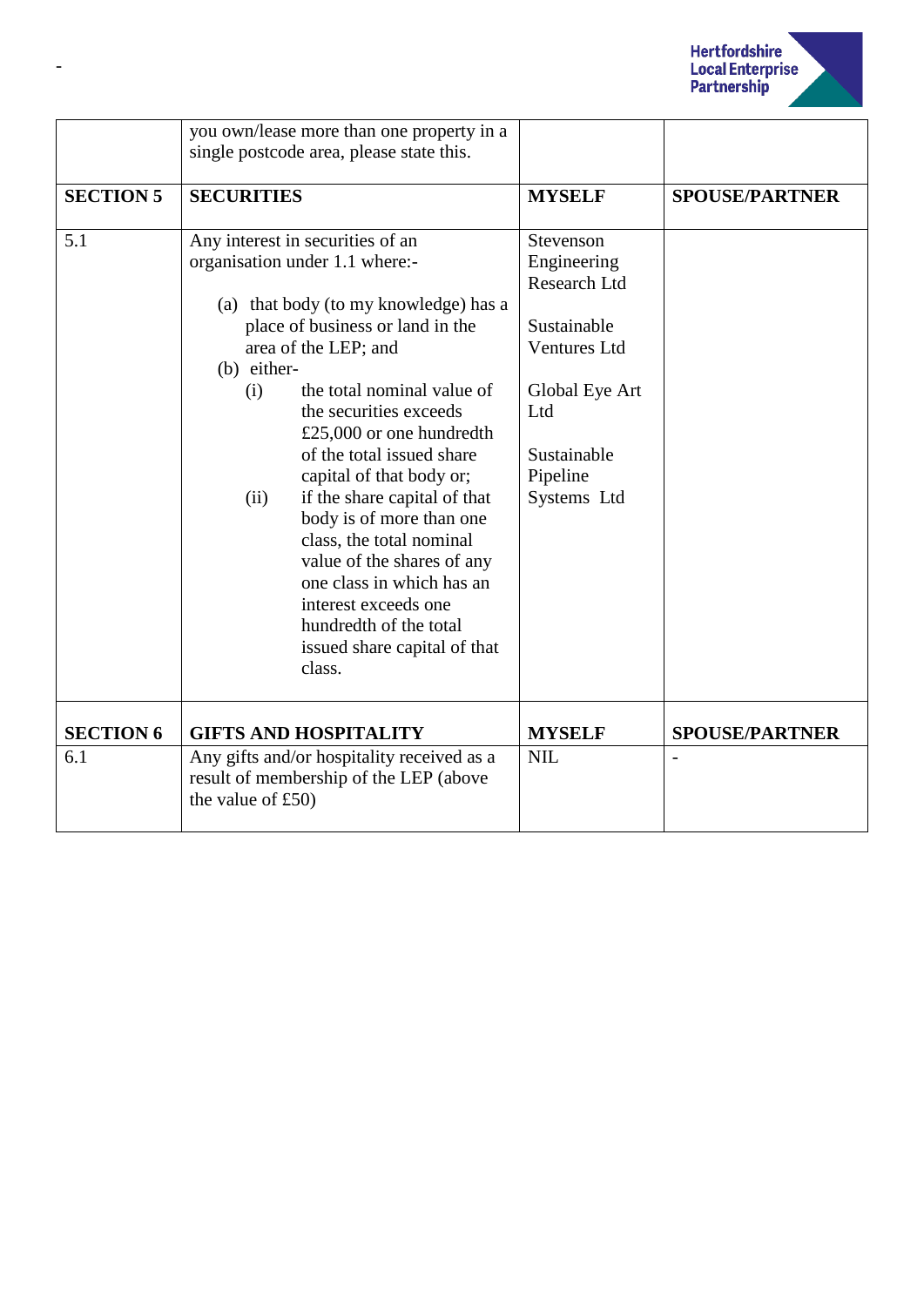-

| | you own/lease more than one property in a single postcode area, please state this. | | |
|---|---|---|---|
| **SECTION 5** | **SECURITIES** | **MYSELF** | **SPOUSE/PARTNER** |
| 5.1 | Any interest in securities of an organisation under 1.1 where:-<br><br>(a) that body (to my knowledge) has a place of business or land in the area of the LEP; and<br>(b) either-<br>(i) the total nominal value of the securities exceeds £25,000 or one hundredth of the total issued share capital of that body or;<br>(ii) if the share capital of that body is of more than one class, the total nominal value of the shares of any one class in which has an interest exceeds one hundredth of the total issued share capital of that class. | Stevenson Engineering Research Ltd<br><br>Sustainable Ventures Ltd<br><br>Global Eye Art Ltd<br><br>Sustainable Pipeline Systems Ltd | |
| **SECTION 6** | **GIFTS AND HOSPITALITY** | **MYSELF** | **SPOUSE/PARTNER** |
| 6.1 | Any gifts and/or hospitality received as a result of membership of the LEP (above the value of £50) | NIL | - |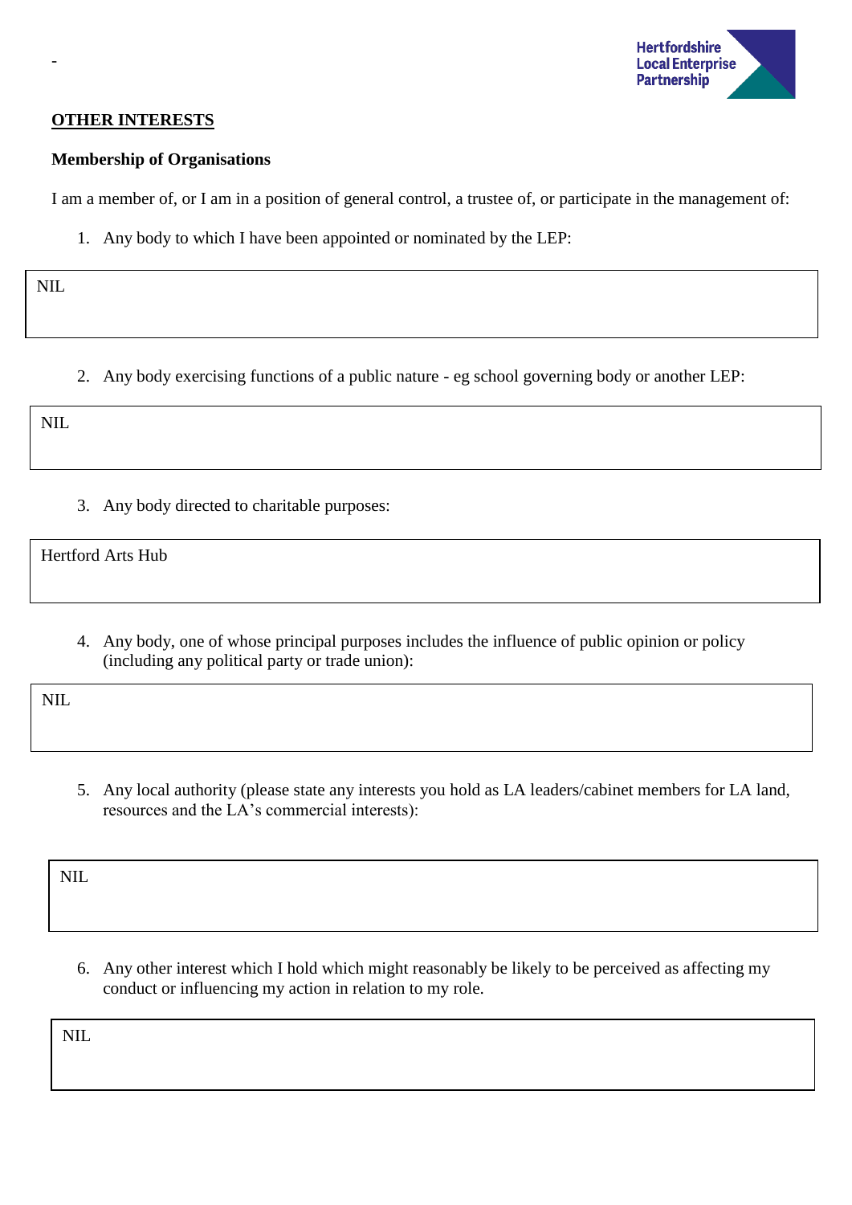-

## OTHER INTERESTS

### Membership of Organisations

I am a member of, or I am in a position of general control, a trustee of, or participate in the management of:

1. Any body to which I have been appointed or nominated by the LEP:

NIL

2. Any body exercising functions of a public nature - eg school governing body or another LEP:

NIL

3. Any body directed to charitable purposes:

Hertford Arts Hub

4. Any body, one of whose principal purposes includes the influence of public opinion or policy (including any political party or trade union):

NIL

5. Any local authority (please state any interests you hold as LA leaders/cabinet members for LA land, resources and the LA's commercial interests):

NIL

6. Any other interest which I hold which might reasonably be likely to be perceived as affecting my conduct or influencing my action in relation to my role.

NIL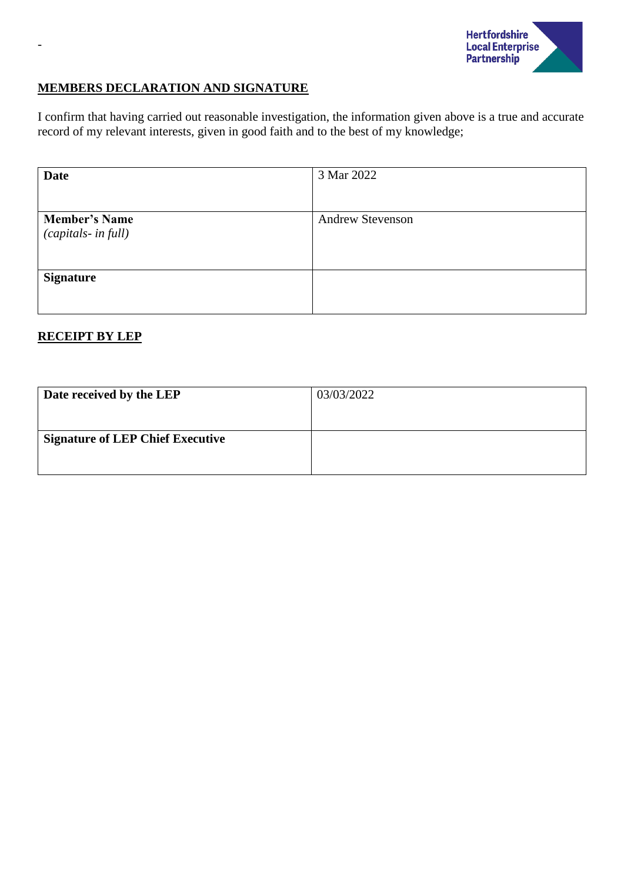-

## MEMBERS DECLARATION AND SIGNATURE

I confirm that having carried out reasonable investigation, the information given above is a true and accurate record of my relevant interests, given in good faith and to the best of my knowledge;

| | |
|---|---|
| **Date** | 3 Mar 2022 |
| **Member's Name** *(capitals- in full)* | Andrew Stevenson |
| **Signature** | |

## RECEIPT BY LEP

| | |
|---|---|
| **Date received by the LEP** | 03/03/2022 |
| **Signature of LEP Chief Executive** | |